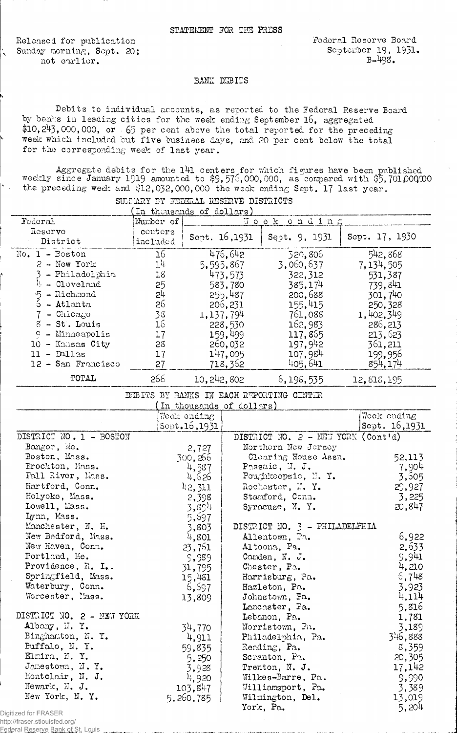STATEMENT FOR THE PRESS

Released for publication Sunday morning, Sept. 20; not earlier.

Federal Reserve Board September 19, 1931. B-498.

## BANK DEBITS

Debits to individual accounts, as reported to the Federal Reserve Board by banks in leading cities for the week ending September 16, aggregated $10,243,000,000, or 65 per cent above the total reported for the preceding week which included but five business days, and 20 per cent below the total for the corresponding week of last year.

Aggregate debits for the 141 centers for which figures have been published weekly since January 1919 amounted to $9,576,000,000, as compared with $5,701,000,000 the preceding week and $12,032,000,000 the week ending Sept. 17 last year.

### SUMMARY BY FEDERAL RESERVE DISTRICTS
(In thousands of dollars)

| Federal Reserve District | Number of centers included | Week ending Sept. 16, 1931 | Week ending Sept. 9, 1931 | Week ending Sept. 17, 1930 |
|---|---|---|---|---|
| No. 1 - Boston | 16 | 476,642 | 320,806 | 542,868 |
| 2 - New York | 14 | 5,595,867 | 3,060,637 | 7,134,505 |
| 3 - Philadelphia | 18 | 473,573 | 322,312 | 531,387 |
| 4 - Cleveland | 25 | 583,780 | 385,174 | 739,841 |
| 5 - Richmond | 24 | 255,487 | 200,688 | 301,740 |
| 6 - Atlanta | 26 | 206,231 | 155,415 | 250,328 |
| 7 - Chicago | 38 | 1,137,794 | 761,088 | 1,402,349 |
| 8 - St. Louis | 16 | 228,530 | 162,983 | 286,213 |
| 9 - Minneapolis | 17 | 159,499 | 117,865 | 213,623 |
| 10 - Kansas City | 28 | 260,032 | 197,942 | 361,211 |
| 11 - Dallas | 17 | 147,005 | 107,984 | 199,956 |
| 12 - San Francisco | 27 | 718,362 | 405,641 | 854,174 |
| TOTAL | 266 | 10,242,802 | 6,198,535 | 12,818,195 |

### DEBITS BY BANKS IN EACH REPORTING CENTER
(In thousands of dollars)

| | Week ending Sept. 16, 1931 | | Week ending Sept. 16, 1931 |
|---|---|---|---|
| DISTRICT NO. 1 - BOSTON | | DISTRICT NO. 2 - NEW YORK (Cont'd) | |
| Bangor, Me. | 2,727 | Northern New Jersey Clearing House Assn. | 52,113 |
| Boston, Mass. | 300,266 | Passaic, N. J. | 7,904 |
| Brockton, Mass. | 4,587 | Poughkeepsie, N. Y. | 3,505 |
| Fall River, Mass. | 4,626 | Rochester, N. Y. | 29,927 |
| Hartford, Conn. | 42,311 | Stamford, Conn. | 3,225 |
| Holyoke, Mass. | 2,398 | Syracuse, N. Y. | 20,847 |
| Lowell, Mass. | 3,894 | | |
| Lynn, Mass. | 5,697 | | |
| Manchester, N. H. | 3,803 | DISTRICT NO. 3 - PHILADELPHIA | |
| New Bedford, Mass. | 4,801 | Allentown, Pa. | 6,922 |
| New Haven, Conn. | 23,761 | Altoona, Pa. | 2,633 |
| Portland, Me. | 9,989 | Camden, N. J. | 9,941 |
| Providence, R. I. | 31,795 | Chester, Pa. | 4,210 |
| Springfield, Mass. | 15,481 | Harrisburg, Pa. | 6,748 |
| Waterbury, Conn. | 6,697 | Hazleton, Pa. | 3,923 |
| Worcester, Mass. | 13,809 | Johnstown, Pa. | 4,114 |
| | | Lancaster, Pa. | 5,816 |
| DISTRICT NO. 2 - NEW YORK | | Lebanon, Pa. | 1,781 |
| Albany, N. Y. | 34,770 | Norristown, Pa. | 3,189 |
| Binghamton, N. Y. | 4,911 | Philadelphia, Pa. | 346,888 |
| Buffalo, N. Y. | 59,835 | Reading, Pa. | 8,359 |
| Elmira, N. Y. | 5,250 | Scranton, Pa. | 20,305 |
| Jamestown, N. Y. | 3,928 | Trenton, N. J. | 17,142 |
| Montclair, N. J. | 4,920 | Wilkes-Barre, Pa. | 9,990 |
| Newark, N. J. | 103,847 | Williamsport, Pa. | 3,389 |
| New York, N. Y. | 5,260,785 | Wilmington, Del. | 13,019 |
| | | York, Pa. | 5,204 |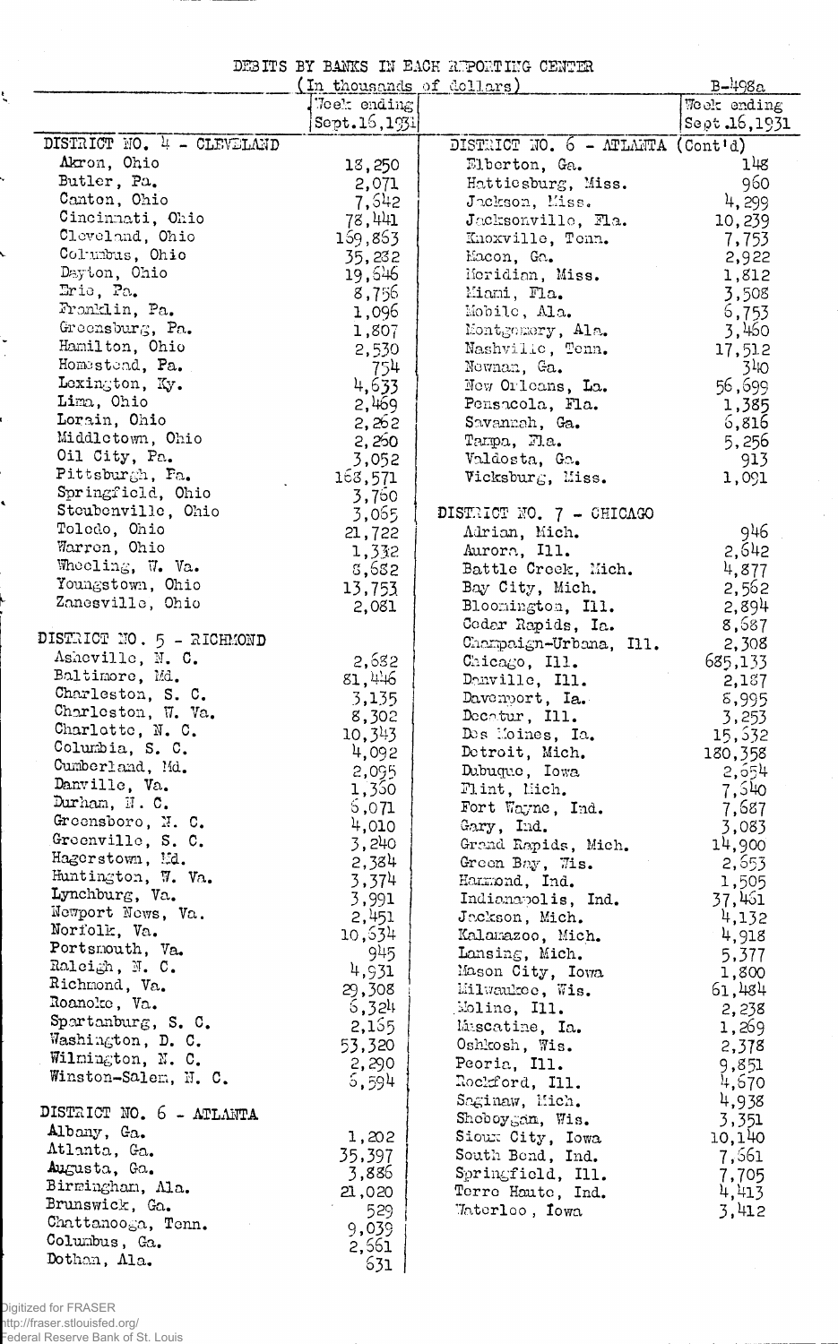DEBITS BY BANKS IN EACH REPORTING CENTER

(In thousands of dollars)

B-498a

| | Week ending Sept.16,1931 |
|---|---|
| **DISTRICT NO. 4 - CLEVELAND** | |
| Akron, Ohio | 18,250 |
| Butler, Pa. | 2,071 |
| Canton, Ohio | 7,642 |
| Cincinnati, Ohio | 78,441 |
| Cleveland, Ohio | 169,863 |
| Columbus, Ohio | 35,282 |
| Dayton, Ohio | 19,646 |
| Erie, Pa. | 8,756 |
| Franklin, Pa. | 1,096 |
| Greensburg, Pa. | 1,807 |
| Hamilton, Ohio | 2,530 |
| Homestead, Pa. | 754 |
| Lexington, Ky. | 4,633 |
| Lima, Ohio | 2,469 |
| Lorain, Ohio | 2,262 |
| Middletown, Ohio | 2,260 |
| Oil City, Pa. | 3,052 |
| Pittsburgh, Pa. | 168,571 |
| Springfield, Ohio | 3,760 |
| Steubenville, Ohio | 3,065 |
| Toledo, Ohio | 21,722 |
| Warren, Ohio | 1,332 |
| Wheeling, W. Va. | 8,682 |
| Youngstown, Ohio | 13,753 |
| Zanesville, Ohio | 2,081 |
| **DISTRICT NO. 5 - RICHMOND** | |
| Asheville, N. C. | 2,682 |
| Baltimore, Md. | 81,446 |
| Charleston, S. C. | 3,135 |
| Charleston, W. Va. | 8,302 |
| Charlotte, N. C. | 10,343 |
| Columbia, S. C. | 4,092 |
| Cumberland, Md. | 2,095 |
| Danville, Va. | 1,360 |
| Durham, N. C. | 6,071 |
| Greensboro, N. C. | 4,010 |
| Greenville, S. C. | 3,240 |
| Hagerstown, Md. | 2,384 |
| Huntington, W. Va. | 3,374 |
| Lynchburg, Va. | 3,991 |
| Newport News, Va. | 2,451 |
| Norfolk, Va. | 10,634 |
| Portsmouth, Va. | 945 |
| Raleigh, N. C. | 4,931 |
| Richmond, Va. | 29,308 |
| Roanoke, Va. | 6,324 |
| Spartanburg, S. C. | 2,165 |
| Washington, D. C. | 53,320 |
| Wilmington, N. C. | 2,290 |
| Winston-Salem, N. C. | 6,594 |
| **DISTRICT NO. 6 - ATLANTA** | |
| Albany, Ga. | 1,202 |
| Atlanta, Ga. | 35,397 |
| Augusta, Ga. | 3,886 |
| Birmingham, Ala. | 21,020 |
| Brunswick, Ga. | 529 |
| Chattanooga, Tenn. | 9,039 |
| Columbus, Ga. | 2,661 |
| Dothan, Ala. | 631 |

| | Week ending Sept.16,1931 |
|---|---|
| **DISTRICT NO. 6 - ATLANTA (Cont'd)** | |
| Elberton, Ga. | 148 |
| Hattiesburg, Miss. | 960 |
| Jackson, Miss. | 4,299 |
| Jacksonville, Fla. | 10,239 |
| Knoxville, Tenn. | 7,753 |
| Macon, Ga. | 2,922 |
| Meridian, Miss. | 1,812 |
| Miami, Fla. | 3,508 |
| Mobile, Ala. | 6,753 |
| Montgomery, Ala. | 3,460 |
| Nashville, Tenn. | 17,512 |
| Newnan, Ga. | 340 |
| New Orleans, La. | 56,699 |
| Pensacola, Fla. | 1,385 |
| Savannah, Ga. | 6,816 |
| Tampa, Fla. | 5,256 |
| Valdosta, Ga. | 913 |
| Vicksburg, Miss. | 1,091 |
| **DISTRICT NO. 7 - CHICAGO** | |
| Adrian, Mich. | 946 |
| Aurora, Ill. | 2,642 |
| Battle Creek, Mich. | 4,877 |
| Bay City, Mich. | 2,562 |
| Bloomington, Ill. | 2,894 |
| Cedar Rapids, Ia. | 8,687 |
| Champaign-Urbana, Ill. | 2,308 |
| Chicago, Ill. | 685,133 |
| Danville, Ill. | 2,187 |
| Davenport, Ia. | 8,995 |
| Decatur, Ill. | 3,253 |
| Des Moines, Ia. | 15,632 |
| Detroit, Mich. | 180,358 |
| Dubuque, Iowa | 2,654 |
| Flint, Mich. | 7,640 |
| Fort Wayne, Ind. | 7,687 |
| Gary, Ind. | 3,083 |
| Grand Rapids, Mich. | 14,900 |
| Green Bay, Wis. | 2,653 |
| Hammond, Ind. | 1,505 |
| Indianapolis, Ind. | 37,461 |
| Jackson, Mich. | 4,132 |
| Kalamazoo, Mich. | 4,918 |
| Lansing, Mich. | 5,377 |
| Mason City, Iowa | 1,800 |
| Milwaukee, Wis. | 61,484 |
| Moline, Ill. | 2,238 |
| Muscatine, Ia. | 1,269 |
| Oshkosh, Wis. | 2,378 |
| Peoria, Ill. | 9,851 |
| Rockford, Ill. | 4,670 |
| Saginaw, Mich. | 4,938 |
| Sheboygan, Wis. | 3,351 |
| Sioux City, Iowa | 10,140 |
| South Bend, Ind. | 7,661 |
| Springfield, Ill. | 7,705 |
| Terre Haute, Ind. | 4,413 |
| Waterloo, Iowa | 3,412 |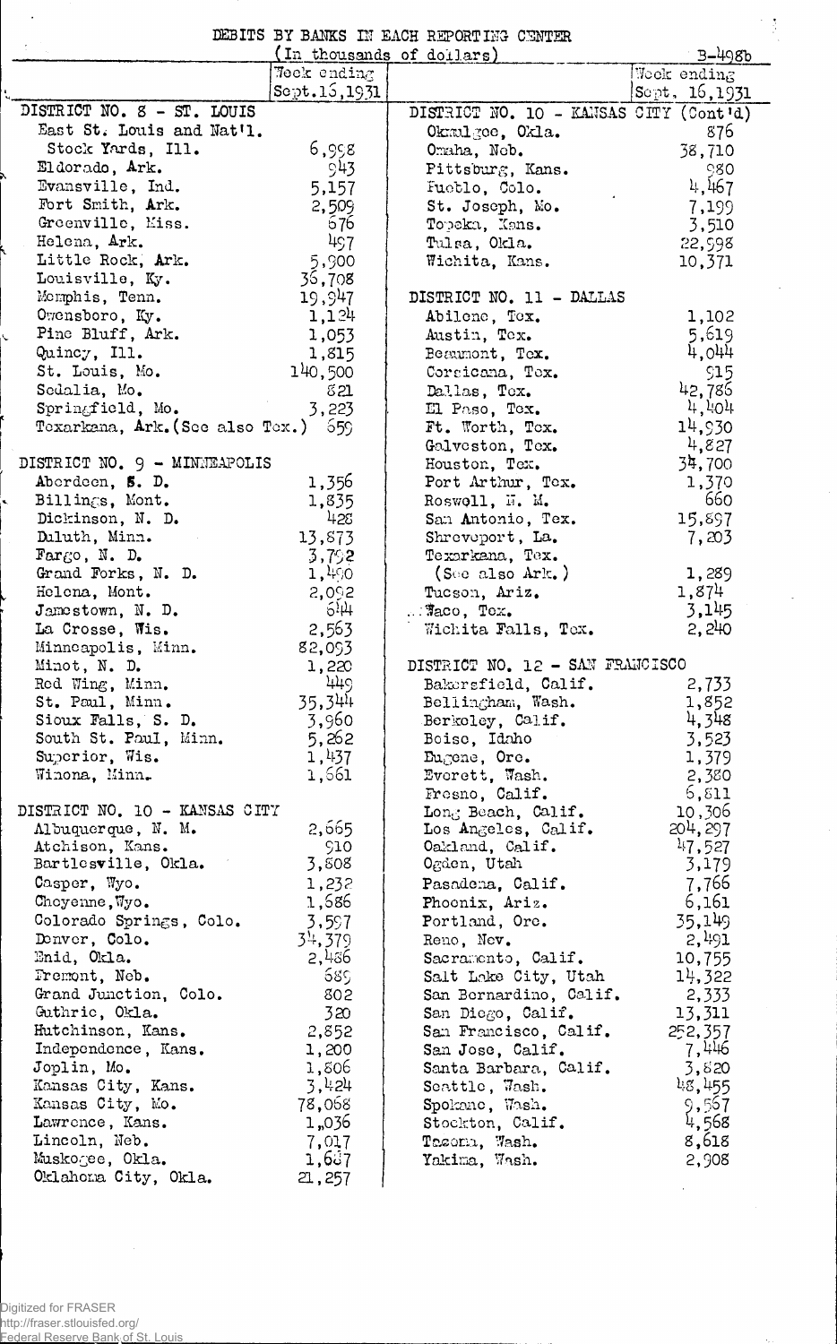# DEBITS BY BANKS IN EACH REPORTING CENTER

(In thousands of dollars)

B-498b

| | Week ending Sept. 16, 1931 | | Week ending Sept. 16, 1931 |
|---|---|---|---|
| **DISTRICT NO. 8 - ST. LOUIS** | | **DISTRICT NO. 10 - KANSAS CITY (Cont'd)** | |
| East St. Louis and Nat'l. Stock Yards, Ill. | 6,998 | Okmulgee, Okla. | 876 |
| Eldorado, Ark. | 943 | Omaha, Neb. | 38,710 |
| Evansville, Ind. | 5,157 | Pittsburg, Kans. | 980 |
| Fort Smith, Ark. | 2,509 | Pueblo, Colo. | 4,467 |
| Greenville, Miss. | 676 | St. Joseph, Mo. | 7,199 |
| Helena, Ark. | 497 | Topeka, Kans. | 3,510 |
| Little Rock, Ark. | 5,900 | Tulsa, Okla. | 22,998 |
| Louisville, Ky. | 36,708 | Wichita, Kans. | 10,371 |
| Memphis, Tenn. | 19,947 | | |
| Owensboro, Ky. | 1,124 | **DISTRICT NO. 11 - DALLAS** | |
| Pine Bluff, Ark. | 1,053 | Abilene, Tex. | 1,102 |
| Quincy, Ill. | 1,815 | Austin, Tex. | 5,619 |
| St. Louis, Mo. | 140,500 | Beaumont, Tex. | 4,044 |
| Sedalia, Mo. | 821 | Corsicana, Tex. | 915 |
| Springfield, Mo. | 3,223 | Dallas, Tex. | 42,786 |
| Texarkana, Ark. (See also Tex.) | 659 | El Paso, Tex. | 4,404 |
| | | Ft. Worth, Tex. | 14,930 |
| **DISTRICT NO. 9 - MINNEAPOLIS** | | Galveston, Tex. | 4,827 |
| Aberdeen, S. D. | 1,356 | Houston, Tex. | 34,700 |
| Billings, Mont. | 1,835 | Port Arthur, Tex. | 1,370 |
| Dickinson, N. D. | 428 | Roswell, N. M. | 660 |
| Duluth, Minn. | 13,873 | San Antonio, Tex. | 15,897 |
| Fargo, N. D. | 3,792 | Shreveport, La. | 7,203 |
| Grand Forks, N. D. | 1,490 | Texarkana, Tex. (See also Ark.) | 1,289 |
| Helena, Mont. | 2,092 | Tucson, Ariz. | 1,874 |
| Jamestown, N. D. | 644 | Waco, Tex. | 3,145 |
| La Crosse, Wis. | 2,563 | Wichita Falls, Tex. | 2,240 |
| Minneapolis, Minn. | 82,093 | | |
| Minot, N. D. | 1,220 | **DISTRICT NO. 12 - SAN FRANCISCO** | |
| Red Wing, Minn. | 449 | Bakersfield, Calif. | 2,733 |
| St. Paul, Minn. | 35,344 | Bellingham, Wash. | 1,852 |
| Sioux Falls, S. D. | 3,960 | Berkeley, Calif. | 4,348 |
| South St. Paul, Minn. | 5,262 | Boise, Idaho | 3,523 |
| Superior, Wis. | 1,437 | Eugene, Ore. | 1,379 |
| Winona, Minn. | 1,661 | Everett, Wash. | 2,380 |
| | | Fresno, Calif. | 6,811 |
| **DISTRICT NO. 10 - KANSAS CITY** | | Long Beach, Calif. | 10,306 |
| Albuquerque, N. M. | 2,665 | Los Angeles, Calif. | 204,297 |
| Atchison, Kans. | 910 | Oakland, Calif. | 47,527 |
| Bartlesville, Okla. | 3,808 | Ogden, Utah | 3,179 |
| Casper, Wyo. | 1,232 | Pasadena, Calif. | 7,766 |
| Cheyenne, Wyo. | 1,686 | Phoenix, Ariz. | 6,161 |
| Colorado Springs, Colo. | 3,597 | Portland, Ore. | 35,149 |
| Denver, Colo. | 34,379 | Reno, Nev. | 2,491 |
| Enid, Okla. | 2,486 | Sacramento, Calif. | 10,755 |
| Fremont, Neb. | 689 | Salt Lake City, Utah | 14,322 |
| Grand Junction, Colo. | 802 | San Bernardino, Calif. | 2,333 |
| Guthrie, Okla. | 320 | San Diego, Calif. | 13,311 |
| Hutchinson, Kans. | 2,852 | San Francisco, Calif. | 252,357 |
| Independence, Kans. | 1,200 | San Jose, Calif. | 7,446 |
| Joplin, Mo. | 1,806 | Santa Barbara, Calif. | 3,820 |
| Kansas City, Kans. | 3,424 | Seattle, Wash. | 48,455 |
| Kansas City, Mo. | 78,068 | Spokane, Wash. | 9,567 |
| Lawrence, Kans. | 1,036 | Stockton, Calif. | 4,568 |
| Lincoln, Neb. | 7,017 | Tacoma, Wash. | 8,618 |
| Muskogee, Okla. | 1,687 | Yakima, Wash. | 2,908 |
| Oklahoma City, Okla. | 21,257 | | |